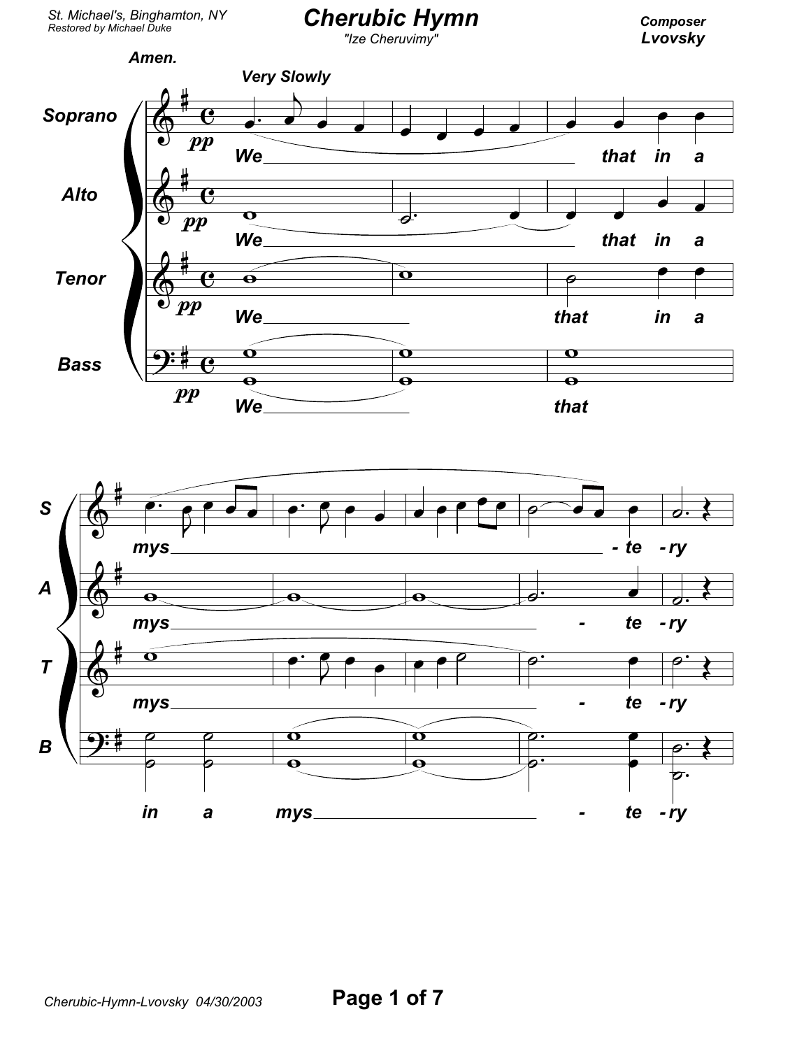# Cherubic Hymn

*"Ize Cheruvimy"*

St. Michael's, Binghamton, NY
Restored by Michael Duke

**Composer**
**Lvovsky**

**Amen.**

**Very Slowly**

Soprano: *pp* We ___ that in a mys ___ - te - ry
Alto: *pp* We ___ that in a mys ___ - te - ry
Tenor: *pp* We ___ that in a mys ___ - te - ry
Bass: *pp* We ___ that in a mys ___ - te - ry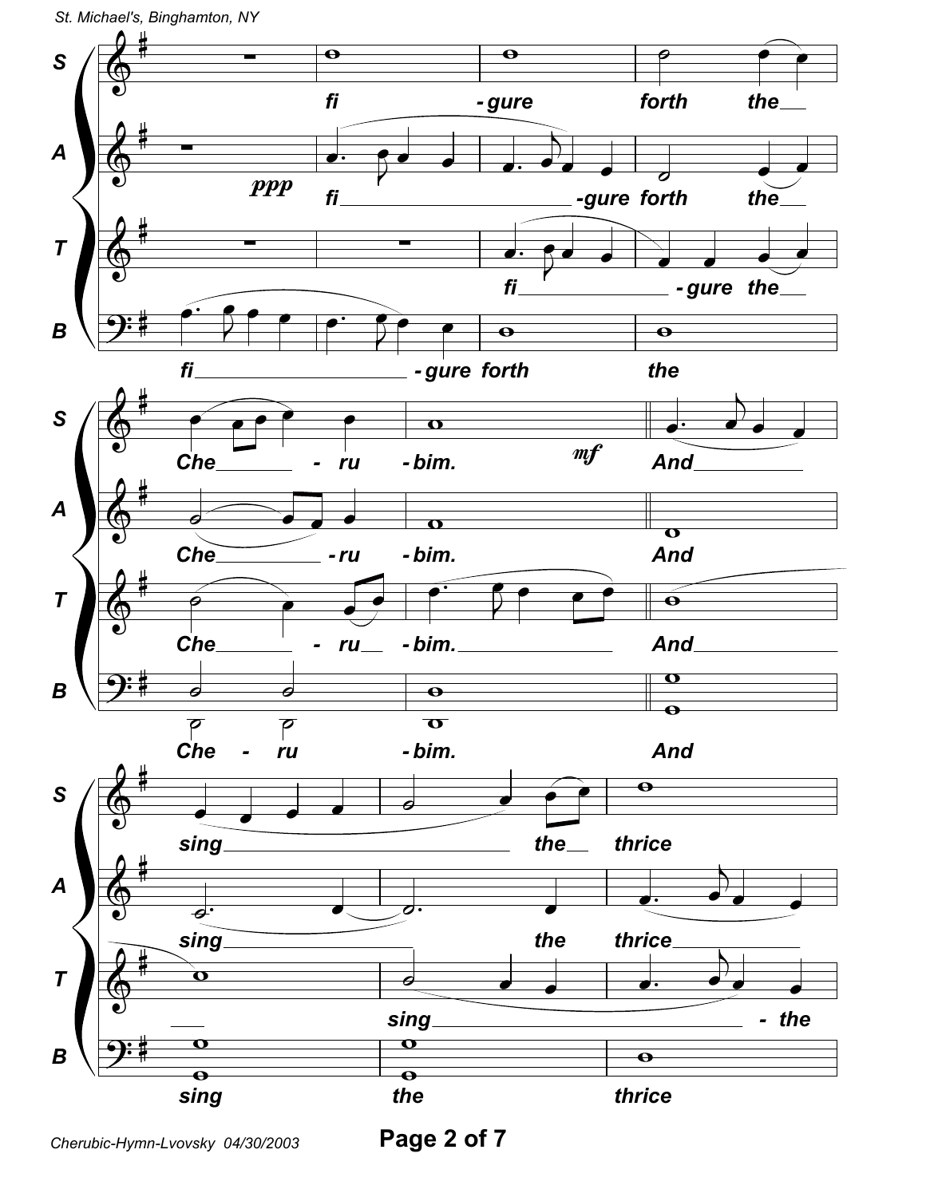**S** fi - gure forth the Che - ru - bim. And sing the thrice

**A** *ppp* fi - gure forth the Che - ru - bim. And sing the thrice

**T** fi - gure the Che - ru - bim. And sing - the

**B** fi - gure forth the Che - ru - bim. And sing the thrice

*mf*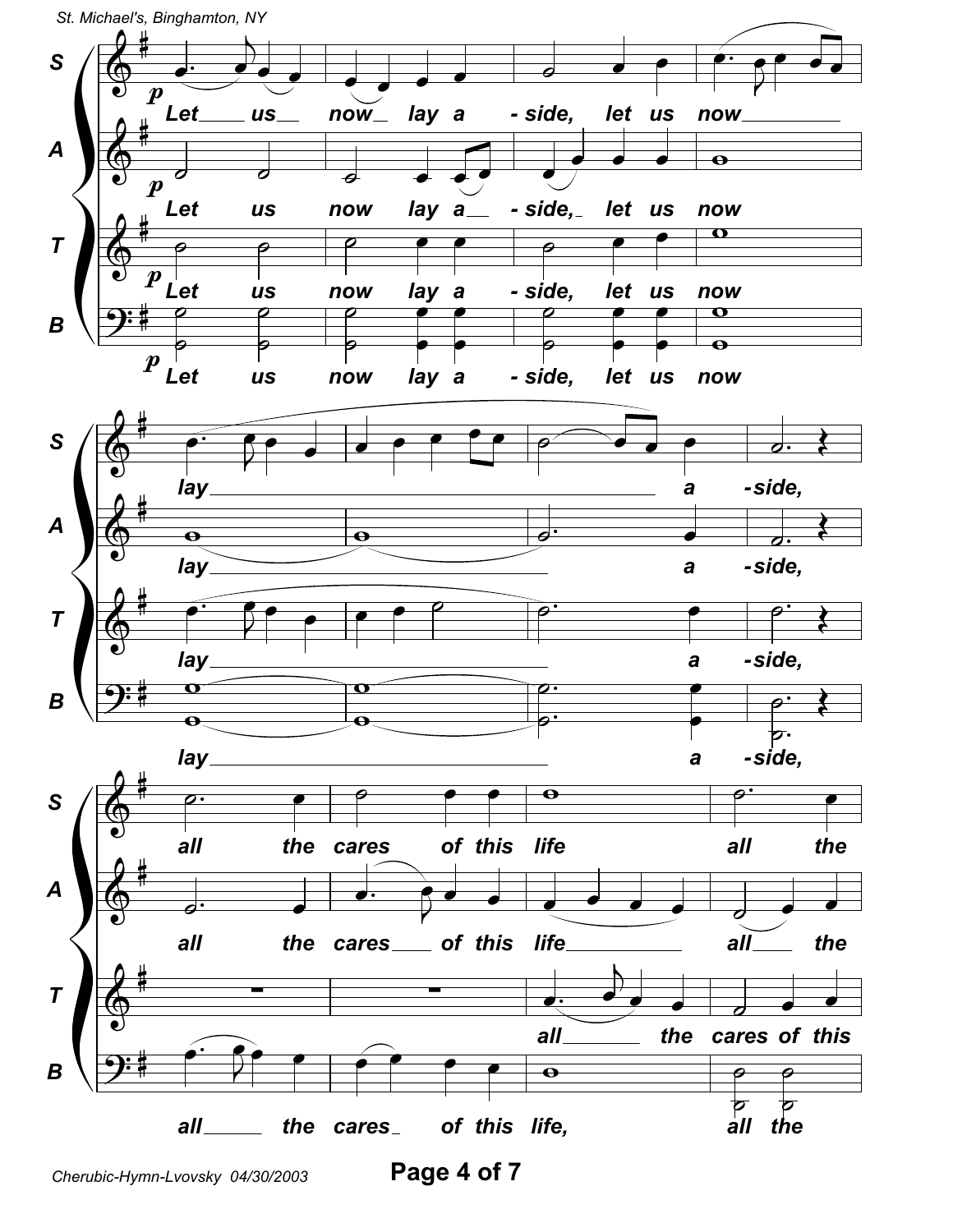St. Michael's, Binghamton, NY

S: Let us now lay a - side, let us now lay a - side, all the cares of this life all the

A: Let us now lay a - side, let us now lay a - side, all the cares of this life all the

T: Let us now lay a - side, let us now lay a - side, all the cares of this

B: Let us now lay a - side, let us now lay a - side, all the cares of this life, all the

Cherubic-Hymn-Lvovsky 04/30/2003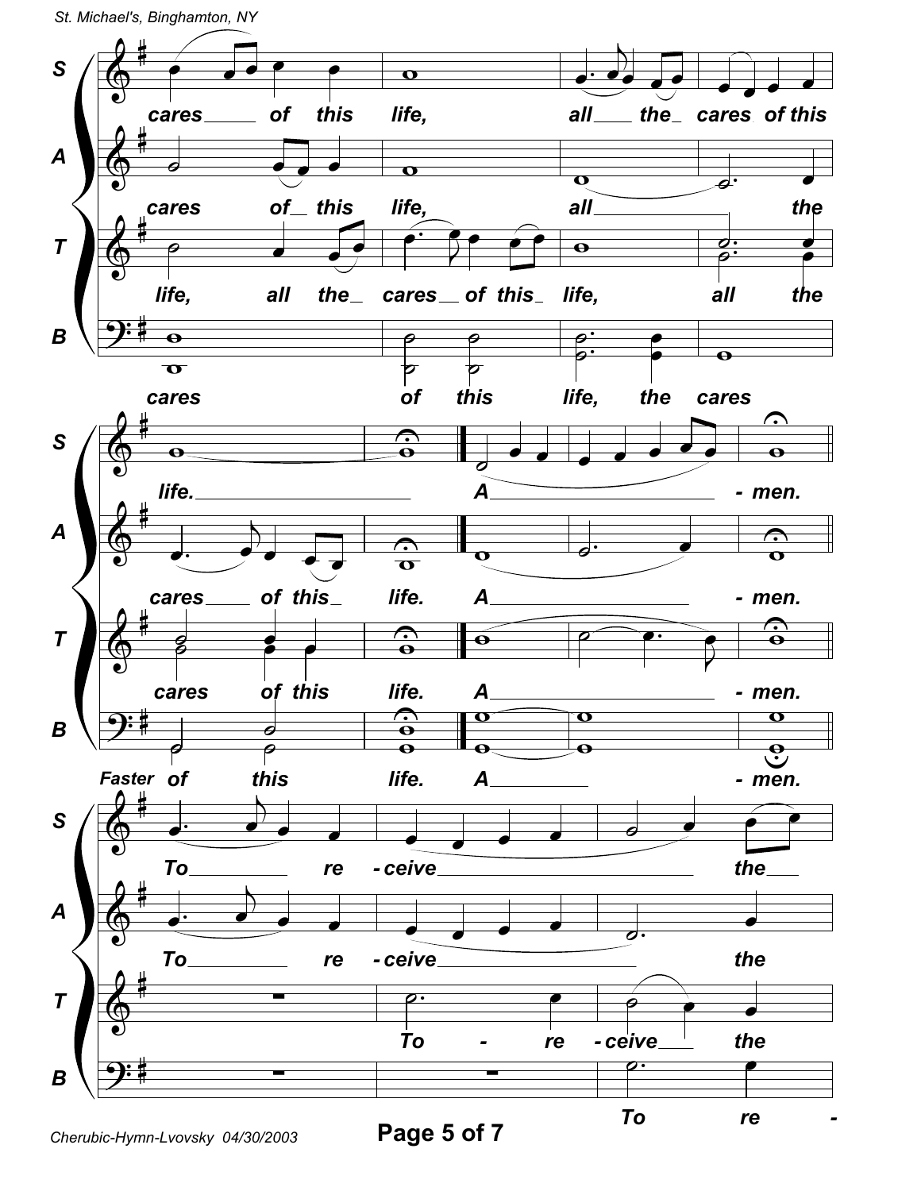**S:** cares of this life, all the cares of this

**A:** cares of this life, all the

**T:** life, all the cares of this life, all the

**B:** cares of this life, the cares

**S:** life. A - men.

**A:** cares of this life. A - men.

**T:** cares of this life. A - men.

**B:** of this life. A - men.

*Faster*

**S:** To re - ceive the

**A:** To re - ceive the

**T:** To - re - ceive the

**B:** To re -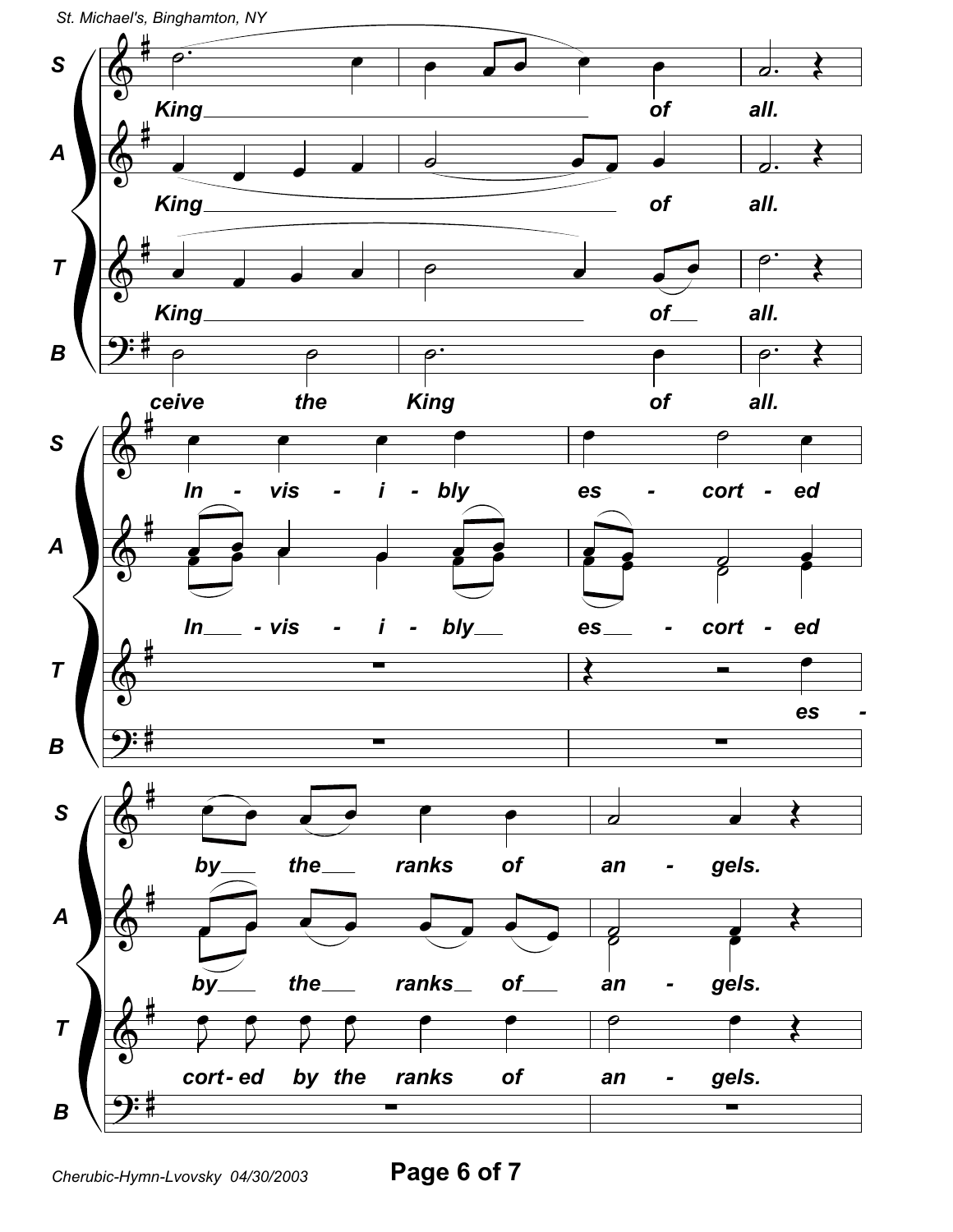S: King of all.
A: King of all.
T: King of all.
B: ceive the King of all.

S: In - vis - i - bly es - cort - ed
A: In - vis - i - bly es - cort - ed
T: es -

S: by the ranks of an - gels.
A: by the ranks of an - gels.
T: cort - ed by the ranks of an - gels.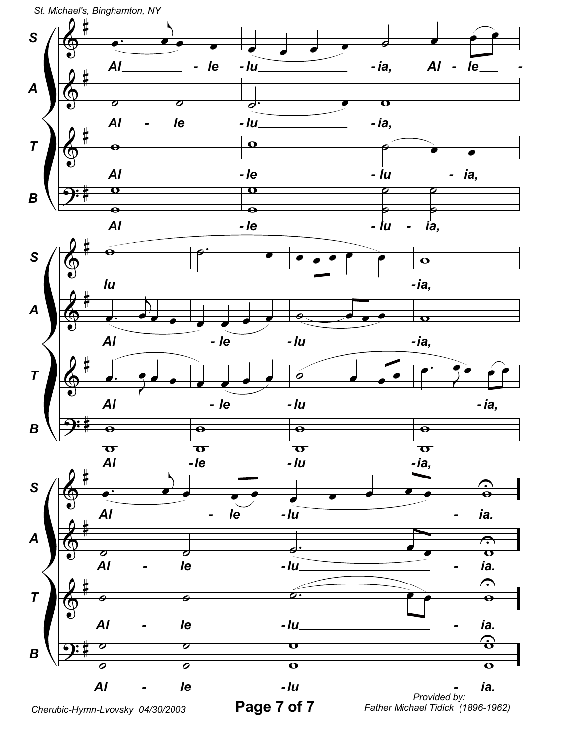S: Al - le - lu - ia, Al - le - lu - ia, Al - le - lu - ia.

A: Al - le - lu - ia, Al - le - lu - ia, Al - le - lu - ia.

T: Al - le - lu - ia, Al - le - lu - ia, Al - le - lu - ia.

B: Al - le - lu - ia, Al - le - lu - ia, Al - le - lu - ia.